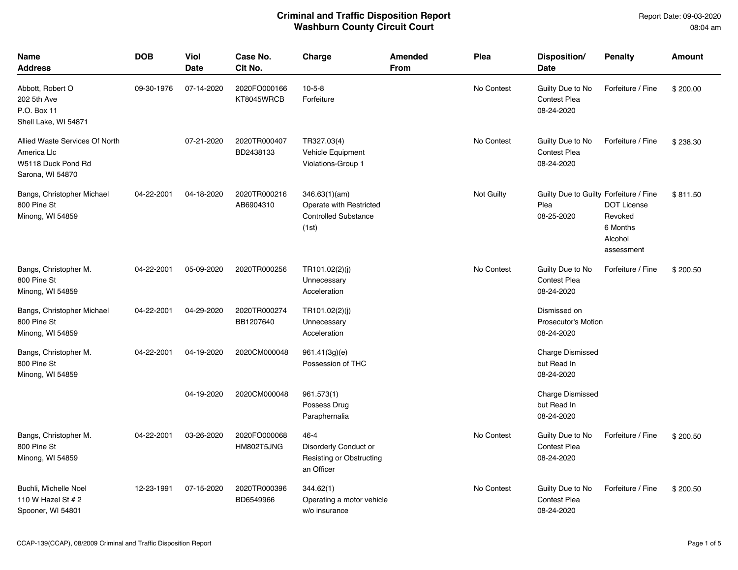# Criminal and Traffic Disposition Report
## Washburn County Circuit Court

Report Date: 09-03-2020
08:04 am

| Name Address | DOB | Viol Date | Case No. Cit No. | Charge | Amended From | Plea | Disposition/ Date | Penalty | Amount |
|---|---|---|---|---|---|---|---|---|---|
| Abbott, Robert O 202 5th Ave P.O. Box 11 Shell Lake, WI 54871 | 09-30-1976 | 07-14-2020 | 2020FO000166 KT8045WRCB | 10-5-8 Forfeiture | | No Contest | Guilty Due to No Contest Plea 08-24-2020 | Forfeiture / Fine | $ 200.00 |
| Allied Waste Services Of North America Llc W5118 Duck Pond Rd Sarona, WI 54870 | | 07-21-2020 | 2020TR000407 BD2438133 | TR327.03(4) Vehicle Equipment Violations-Group 1 | | No Contest | Guilty Due to No Contest Plea 08-24-2020 | Forfeiture / Fine | $ 238.30 |
| Bangs, Christopher Michael 800 Pine St Minong, WI 54859 | 04-22-2001 | 04-18-2020 | 2020TR000216 AB6904310 | 346.63(1)(am) Operate with Restricted Controlled Substance (1st) | | Not Guilty | Guilty Due to Guilty Plea 08-25-2020 | Forfeiture / Fine DOT License Revoked 6 Months Alcohol assessment | $ 811.50 |
| Bangs, Christopher M. 800 Pine St Minong, WI 54859 | 04-22-2001 | 05-09-2020 | 2020TR000256 | TR101.02(2)(j) Unnecessary Acceleration | | No Contest | Guilty Due to No Contest Plea 08-24-2020 | Forfeiture / Fine | $ 200.50 |
| Bangs, Christopher Michael 800 Pine St Minong, WI 54859 | 04-22-2001 | 04-29-2020 | 2020TR000274 BB1207640 | TR101.02(2)(j) Unnecessary Acceleration | | | Dismissed on Prosecutor's Motion 08-24-2020 | | |
| Bangs, Christopher M. 800 Pine St Minong, WI 54859 | 04-22-2001 | 04-19-2020 | 2020CM000048 | 961.41(3g)(e) Possession of THC | | | Charge Dismissed but Read In 08-24-2020 | | |
| | | 04-19-2020 | 2020CM000048 | 961.573(1) Possess Drug Paraphernalia | | | Charge Dismissed but Read In 08-24-2020 | | |
| Bangs, Christopher M. 800 Pine St Minong, WI 54859 | 04-22-2001 | 03-26-2020 | 2020FO000068 HM802T5JNG | 46-4 Disorderly Conduct or Resisting or Obstructing an Officer | | No Contest | Guilty Due to No Contest Plea 08-24-2020 | Forfeiture / Fine | $ 200.50 |
| Buchli, Michelle Noel 110 W Hazel St # 2 Spooner, WI 54801 | 12-23-1991 | 07-15-2020 | 2020TR000396 BD6549966 | 344.62(1) Operating a motor vehicle w/o insurance | | No Contest | Guilty Due to No Contest Plea 08-24-2020 | Forfeiture / Fine | $ 200.50 |

CCAP-139(CCAP), 08/2009 Criminal and Traffic Disposition Report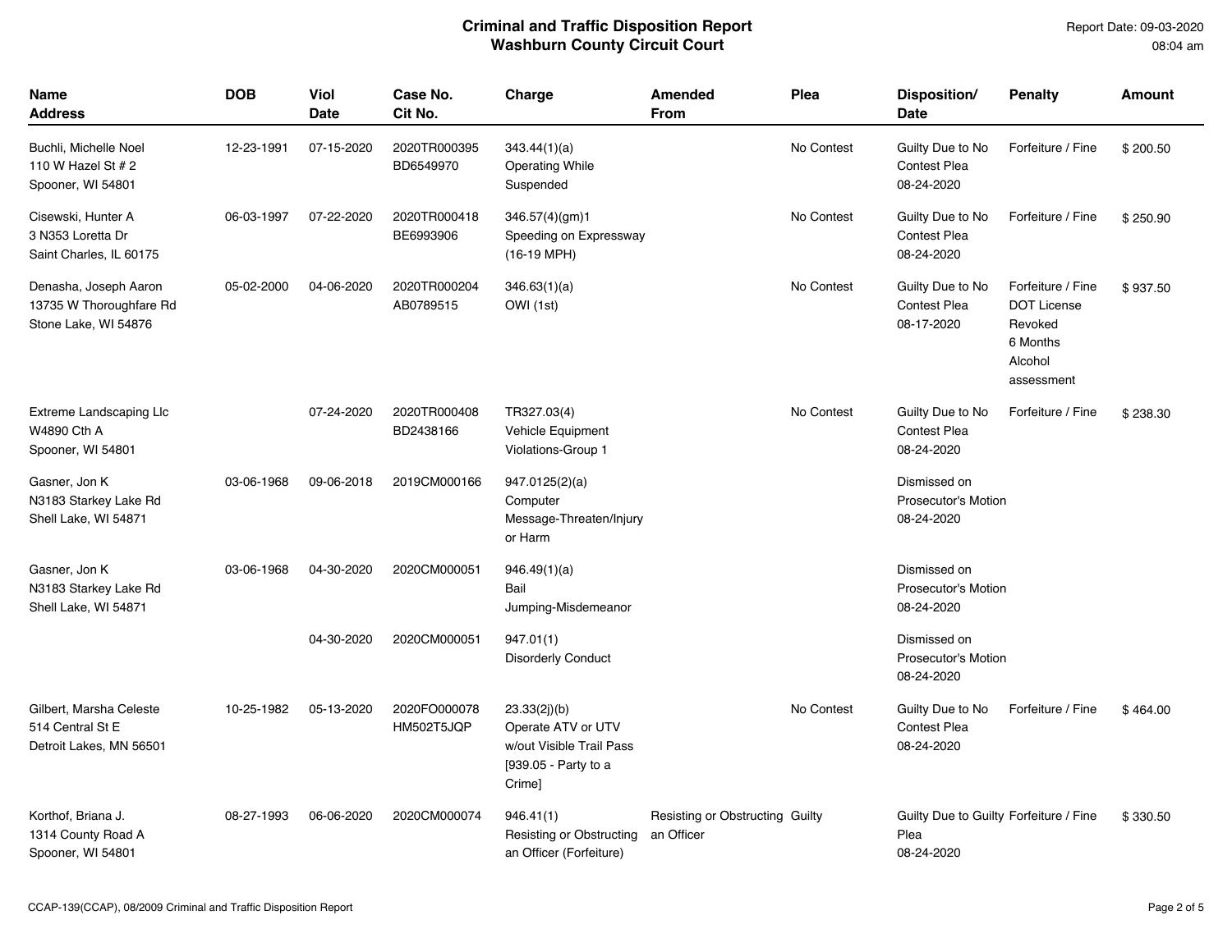# Criminal and Traffic Disposition Report
## Washburn County Circuit Court

Report Date: 09-03-2020
08:04 am

| Name Address | DOB | Viol Date | Case No. Cit No. | Charge | Amended From | Plea | Disposition/ Date | Penalty | Amount |
|---|---|---|---|---|---|---|---|---|---|
| Buchli, Michelle Noel 110 W Hazel St # 2 Spooner, WI 54801 | 12-23-1991 | 07-15-2020 | 2020TR000395 BD6549970 | 343.44(1)(a) Operating While Suspended | | No Contest | Guilty Due to No Contest Plea 08-24-2020 | Forfeiture / Fine | $ 200.50 |
| Cisewski, Hunter A 3 N353 Loretta Dr Saint Charles, IL 60175 | 06-03-1997 | 07-22-2020 | 2020TR000418 BE6993906 | 346.57(4)(gm)1 Speeding on Expressway (16-19 MPH) | | No Contest | Guilty Due to No Contest Plea 08-24-2020 | Forfeiture / Fine | $ 250.90 |
| Denasha, Joseph Aaron 13735 W Thoroughfare Rd Stone Lake, WI 54876 | 05-02-2000 | 04-06-2020 | 2020TR000204 AB0789515 | 346.63(1)(a) OWI (1st) | | No Contest | Guilty Due to No Contest Plea 08-17-2020 | Forfeiture / Fine DOT License Revoked 6 Months Alcohol assessment | $ 937.50 |
| Extreme Landscaping Llc W4890 Cth A Spooner, WI 54801 | | 07-24-2020 | 2020TR000408 BD2438166 | TR327.03(4) Vehicle Equipment Violations-Group 1 | | No Contest | Guilty Due to No Contest Plea 08-24-2020 | Forfeiture / Fine | $ 238.30 |
| Gasner, Jon K N3183 Starkey Lake Rd Shell Lake, WI 54871 | 03-06-1968 | 09-06-2018 | 2019CM000166 | 947.0125(2)(a) Computer Message-Threaten/Injury or Harm | | | Dismissed on Prosecutor's Motion 08-24-2020 | | |
| Gasner, Jon K N3183 Starkey Lake Rd Shell Lake, WI 54871 | 03-06-1968 | 04-30-2020 | 2020CM000051 | 946.49(1)(a) Bail Jumping-Misdemeanor | | | Dismissed on Prosecutor's Motion 08-24-2020 | | |
| | | 04-30-2020 | 2020CM000051 | 947.01(1) Disorderly Conduct | | | Dismissed on Prosecutor's Motion 08-24-2020 | | |
| Gilbert, Marsha Celeste 514 Central St E Detroit Lakes, MN 56501 | 10-25-1982 | 05-13-2020 | 2020FO000078 HM502T5JQP | 23.33(2j)(b) Operate ATV or UTV w/out Visible Trail Pass [939.05 - Party to a Crime] | | No Contest | Guilty Due to No Contest Plea 08-24-2020 | Forfeiture / Fine | $ 464.00 |
| Korthof, Briana J. 1314 County Road A Spooner, WI 54801 | 08-27-1993 | 06-06-2020 | 2020CM000074 | 946.41(1) Resisting or Obstructing an Officer (Forfeiture) | Resisting or Obstructing an Officer | Guilty | Guilty Due to Guilty Plea 08-24-2020 | Forfeiture / Fine | $ 330.50 |

CCAP-139(CCAP), 08/2009 Criminal and Traffic Disposition Report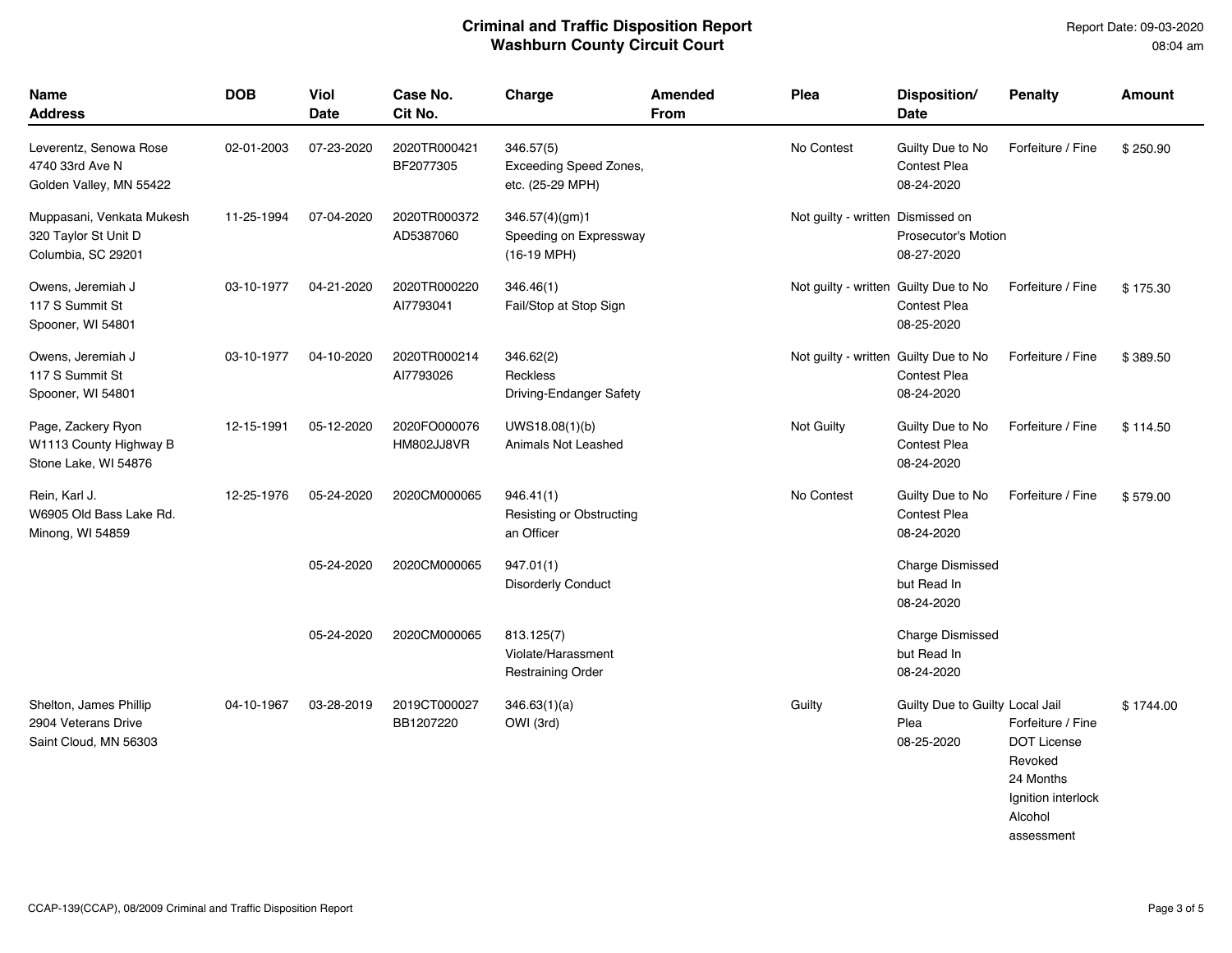# Criminal and Traffic Disposition Report
## Washburn County Circuit Court

Report Date: 09-03-2020
08:04 am

| Name<br>Address | DOB | Viol Date | Case No.<br>Cit No. | Charge | Amended From | Plea | Disposition/<br>Date | Penalty | Amount |
|---|---|---|---|---|---|---|---|---|---|
| Leverentz, Senowa Rose<br>4740 33rd Ave N<br>Golden Valley, MN 55422 | 02-01-2003 | 07-23-2020 | 2020TR000421<br>BF2077305 | 346.57(5)<br>Exceeding Speed Zones, etc. (25-29 MPH) | | No Contest | Guilty Due to No Contest Plea<br>08-24-2020 | Forfeiture / Fine | $ 250.90 |
| Muppasani, Venkata Mukesh<br>320 Taylor St Unit D<br>Columbia, SC 29201 | 11-25-1994 | 07-04-2020 | 2020TR000372<br>AD5387060 | 346.57(4)(gm)1<br>Speeding on Expressway (16-19 MPH) | | Not guilty - written | Dismissed on Prosecutor's Motion<br>08-27-2020 | | |
| Owens, Jeremiah J<br>117 S Summit St<br>Spooner, WI 54801 | 03-10-1977 | 04-21-2020 | 2020TR000220<br>AI7793041 | 346.46(1)<br>Fail/Stop at Stop Sign | | Not guilty - written | Guilty Due to No Contest Plea<br>08-25-2020 | Forfeiture / Fine | $ 175.30 |
| Owens, Jeremiah J<br>117 S Summit St<br>Spooner, WI 54801 | 03-10-1977 | 04-10-2020 | 2020TR000214<br>AI7793026 | 346.62(2)<br>Reckless Driving-Endanger Safety | | Not guilty - written | Guilty Due to No Contest Plea<br>08-24-2020 | Forfeiture / Fine | $ 389.50 |
| Page, Zackery Ryon<br>W1113 County Highway B<br>Stone Lake, WI 54876 | 12-15-1991 | 05-12-2020 | 2020FO000076<br>HM802JJ8VR | UWS18.08(1)(b)<br>Animals Not Leashed | | Not Guilty | Guilty Due to No Contest Plea<br>08-24-2020 | Forfeiture / Fine | $ 114.50 |
| Rein, Karl J.<br>W6905 Old Bass Lake Rd.<br>Minong, WI 54859 | 12-25-1976 | 05-24-2020 | 2020CM000065 | 946.41(1)<br>Resisting or Obstructing an Officer | | No Contest | Guilty Due to No Contest Plea<br>08-24-2020 | Forfeiture / Fine | $ 579.00 |
| | | 05-24-2020 | 2020CM000065 | 947.01(1)<br>Disorderly Conduct | | | Charge Dismissed but Read In<br>08-24-2020 | | |
| | | 05-24-2020 | 2020CM000065 | 813.125(7)<br>Violate/Harassment Restraining Order | | | Charge Dismissed but Read In<br>08-24-2020 | | |
| Shelton, James Phillip<br>2904 Veterans Drive<br>Saint Cloud, MN 56303 | 04-10-1967 | 03-28-2019 | 2019CT000027<br>BB1207220 | 346.63(1)(a)<br>OWI (3rd) | | Guilty | Guilty Due to Guilty Plea<br>08-25-2020 | Local Jail<br>Forfeiture / Fine<br>DOT License Revoked<br>24 Months<br>Ignition interlock<br>Alcohol assessment | $ 1744.00 |

CCAP-139(CCAP), 08/2009 Criminal and Traffic Disposition Report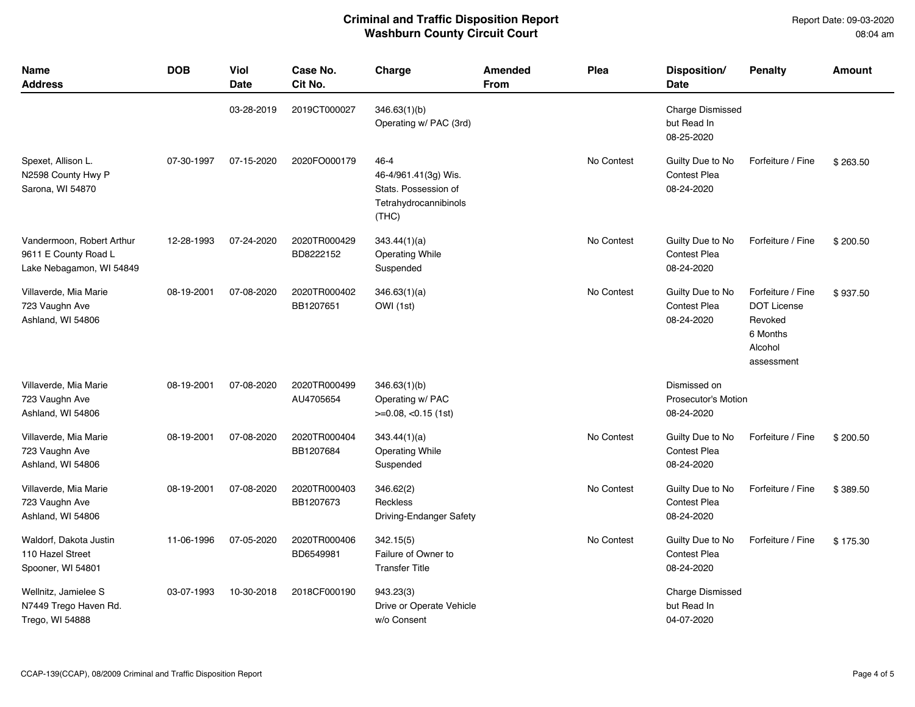# Criminal and Traffic Disposition Report
## Washburn County Circuit Court

Report Date: 09-03-2020
08:04 am

| Name<br>Address | DOB | Viol Date | Case No.<br>Cit No. | Charge | Amended From | Plea | Disposition/<br>Date | Penalty | Amount |
|---|---|---|---|---|---|---|---|---|---|
| | | 03-28-2019 | 2019CT000027 | 346.63(1)(b)<br>Operating w/ PAC (3rd) | | | Charge Dismissed but Read In<br>08-25-2020 | | |
| Spexet, Allison L.<br>N2598 County Hwy P<br>Sarona, WI 54870 | 07-30-1997 | 07-15-2020 | 2020FO000179 | 46-4<br>46-4/961.41(3g) Wis. Stats. Possession of Tetrahydrocannibinols (THC) | | No Contest | Guilty Due to No Contest Plea<br>08-24-2020 | Forfeiture / Fine | $ 263.50 |
| Vandermoon, Robert Arthur<br>9611 E County Road L<br>Lake Nebagamon, WI 54849 | 12-28-1993 | 07-24-2020 | 2020TR000429<br>BD8222152 | 343.44(1)(a)<br>Operating While Suspended | | No Contest | Guilty Due to No Contest Plea<br>08-24-2020 | Forfeiture / Fine | $ 200.50 |
| Villaverde, Mia Marie<br>723 Vaughn Ave<br>Ashland, WI 54806 | 08-19-2001 | 07-08-2020 | 2020TR000402<br>BB1207651 | 346.63(1)(a)<br>OWI (1st) | | No Contest | Guilty Due to No Contest Plea<br>08-24-2020 | Forfeiture / Fine<br>DOT License Revoked<br>6 Months<br>Alcohol assessment | $ 937.50 |
| Villaverde, Mia Marie<br>723 Vaughn Ave<br>Ashland, WI 54806 | 08-19-2001 | 07-08-2020 | 2020TR000499<br>AU4705654 | 346.63(1)(b)<br>Operating w/ PAC >=0.08, <0.15 (1st) | | | Dismissed on Prosecutor's Motion<br>08-24-2020 | | |
| Villaverde, Mia Marie<br>723 Vaughn Ave<br>Ashland, WI 54806 | 08-19-2001 | 07-08-2020 | 2020TR000404<br>BB1207684 | 343.44(1)(a)<br>Operating While Suspended | | No Contest | Guilty Due to No Contest Plea<br>08-24-2020 | Forfeiture / Fine | $ 200.50 |
| Villaverde, Mia Marie<br>723 Vaughn Ave<br>Ashland, WI 54806 | 08-19-2001 | 07-08-2020 | 2020TR000403<br>BB1207673 | 346.62(2)<br>Reckless Driving-Endanger Safety | | No Contest | Guilty Due to No Contest Plea<br>08-24-2020 | Forfeiture / Fine | $ 389.50 |
| Waldorf, Dakota Justin<br>110 Hazel Street<br>Spooner, WI 54801 | 11-06-1996 | 07-05-2020 | 2020TR000406<br>BD6549981 | 342.15(5)<br>Failure of Owner to Transfer Title | | No Contest | Guilty Due to No Contest Plea<br>08-24-2020 | Forfeiture / Fine | $ 175.30 |
| Wellnitz, Jamielee S<br>N7449 Trego Haven Rd.<br>Trego, WI 54888 | 03-07-1993 | 10-30-2018 | 2018CF000190 | 943.23(3)<br>Drive or Operate Vehicle w/o Consent | | | Charge Dismissed but Read In<br>04-07-2020 | | |

CCAP-139(CCAP), 08/2009 Criminal and Traffic Disposition Report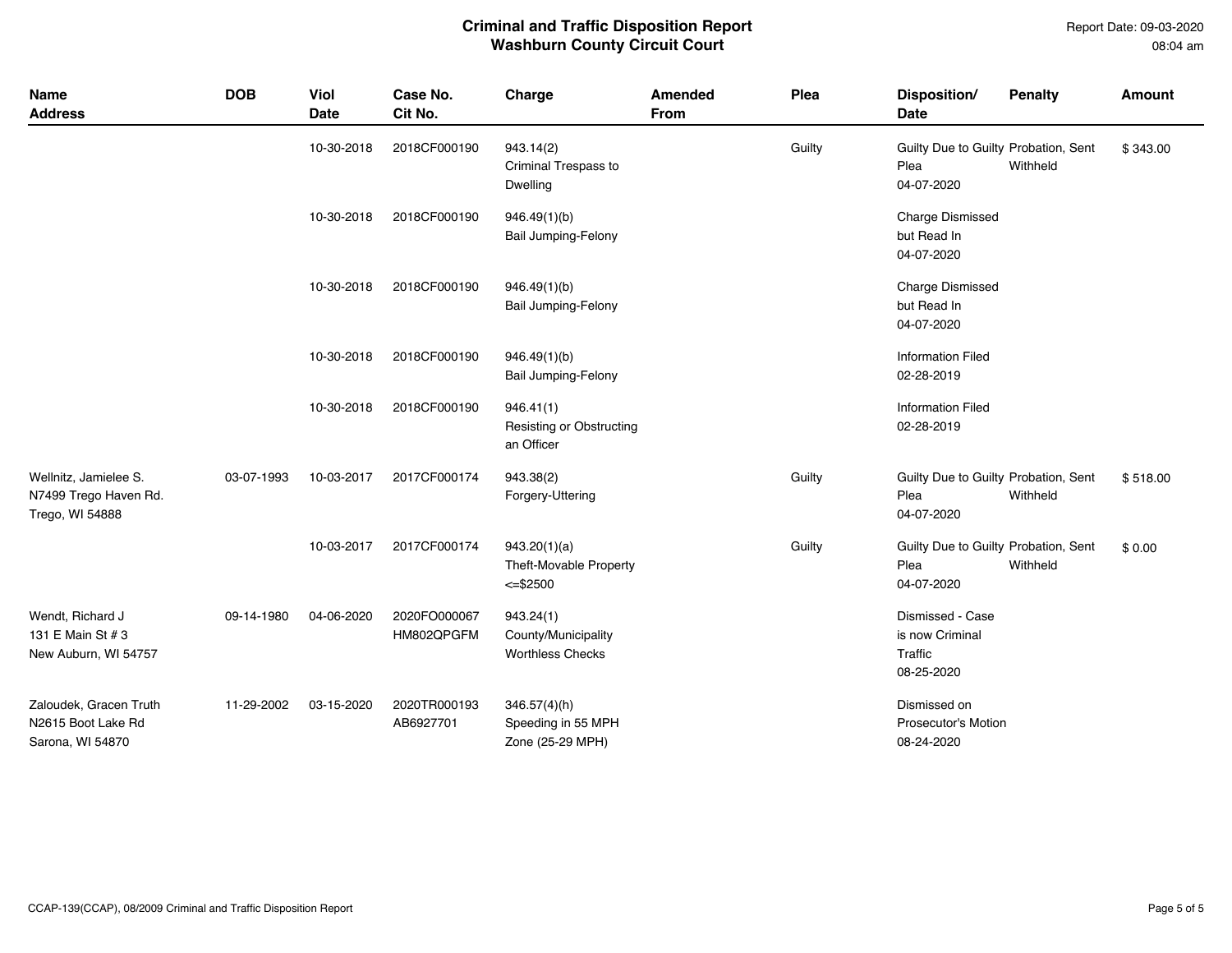# Criminal and Traffic Disposition Report
## Washburn County Circuit Court

Report Date: 09-03-2020
08:04 am

| Name Address | DOB | Viol Date | Case No. Cit No. | Charge | Amended From | Plea | Disposition/ Date | Penalty | Amount |
|---|---|---|---|---|---|---|---|---|---|
| | | 10-30-2018 | 2018CF000190 | 943.14(2) Criminal Trespass to Dwelling | | Guilty | Guilty Due to Guilty Plea 04-07-2020 | Probation, Sent Withheld | $ 343.00 |
| | | 10-30-2018 | 2018CF000190 | 946.49(1)(b) Bail Jumping-Felony | | | Charge Dismissed but Read In 04-07-2020 | | |
| | | 10-30-2018 | 2018CF000190 | 946.49(1)(b) Bail Jumping-Felony | | | Charge Dismissed but Read In 04-07-2020 | | |
| | | 10-30-2018 | 2018CF000190 | 946.49(1)(b) Bail Jumping-Felony | | | Information Filed 02-28-2019 | | |
| | | 10-30-2018 | 2018CF000190 | 946.41(1) Resisting or Obstructing an Officer | | | Information Filed 02-28-2019 | | |
| Wellnitz, Jamielee S. N7499 Trego Haven Rd. Trego, WI 54888 | 03-07-1993 | 10-03-2017 | 2017CF000174 | 943.38(2) Forgery-Uttering | | Guilty | Guilty Due to Guilty Plea 04-07-2020 | Probation, Sent Withheld | $ 518.00 |
| | | 10-03-2017 | 2017CF000174 | 943.20(1)(a) Theft-Movable Property <=$2500 | | Guilty | Guilty Due to Guilty Plea 04-07-2020 | Probation, Sent Withheld | $ 0.00 |
| Wendt, Richard J 131 E Main St # 3 New Auburn, WI 54757 | 09-14-1980 | 04-06-2020 | 2020FO000067 HM802QPGFM | 943.24(1) County/Municipality Worthless Checks | | | Dismissed - Case is now Criminal Traffic 08-25-2020 | | |
| Zaloudek, Gracen Truth N2615 Boot Lake Rd Sarona, WI 54870 | 11-29-2002 | 03-15-2020 | 2020TR000193 AB6927701 | 346.57(4)(h) Speeding in 55 MPH Zone (25-29 MPH) | | | Dismissed on Prosecutor's Motion 08-24-2020 | | |

CCAP-139(CCAP), 08/2009 Criminal and Traffic Disposition Report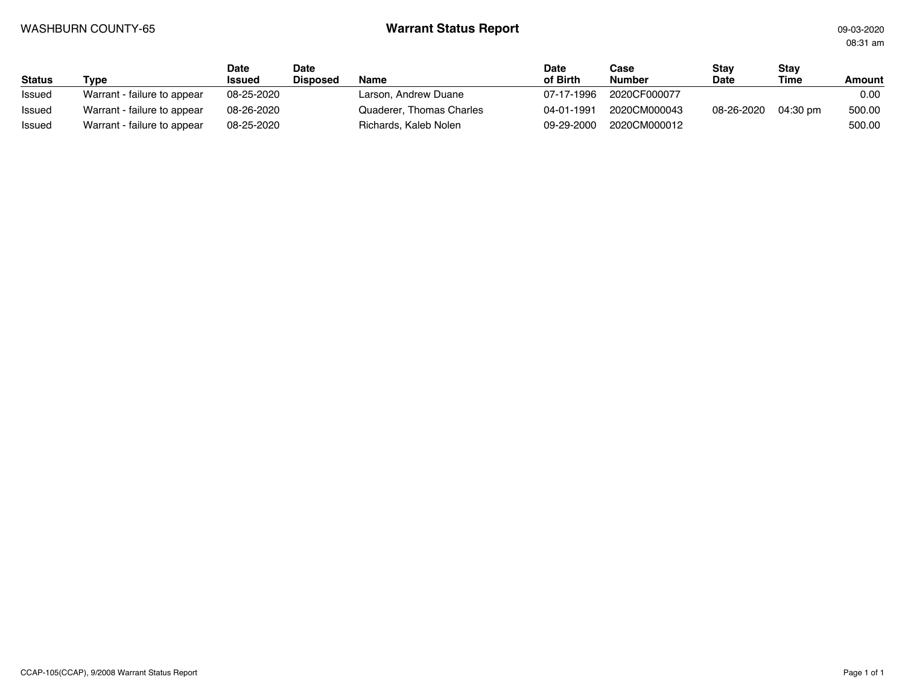WASHBURN COUNTY-65

# Warrant Status Report

09-03-2020
08:31 am

| Status | Type | Date Issued | Date Disposed | Name | Date of Birth | Case Number | Stay Date | Stay Time | Amount |
|---|---|---|---|---|---|---|---|---|---|
| Issued | Warrant - failure to appear | 08-25-2020 | | Larson, Andrew Duane | 07-17-1996 | 2020CF000077 | | | 0.00 |
| Issued | Warrant - failure to appear | 08-26-2020 | | Quaderer, Thomas Charles | 04-01-1991 | 2020CM000043 | 08-26-2020 | 04:30 pm | 500.00 |
| Issued | Warrant - failure to appear | 08-25-2020 | | Richards, Kaleb Nolen | 09-29-2000 | 2020CM000012 | | | 500.00 |

CCAP-105(CCAP), 9/2008 Warrant Status Report